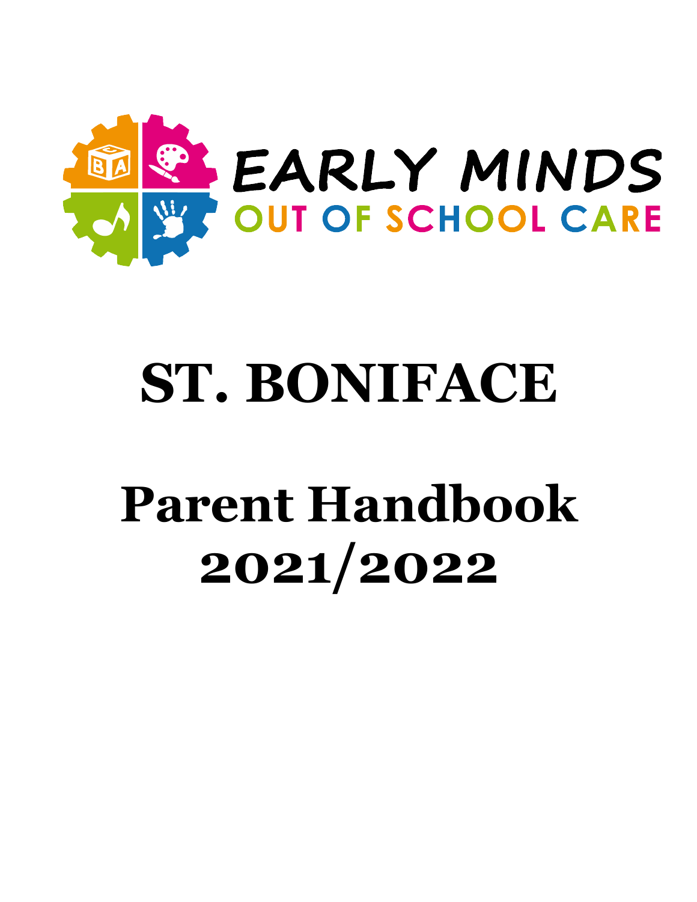EARLY MINDS

OUT OF SCHOOL CARE

# ST. BONIFACE

# Parent Handbook 2021/2022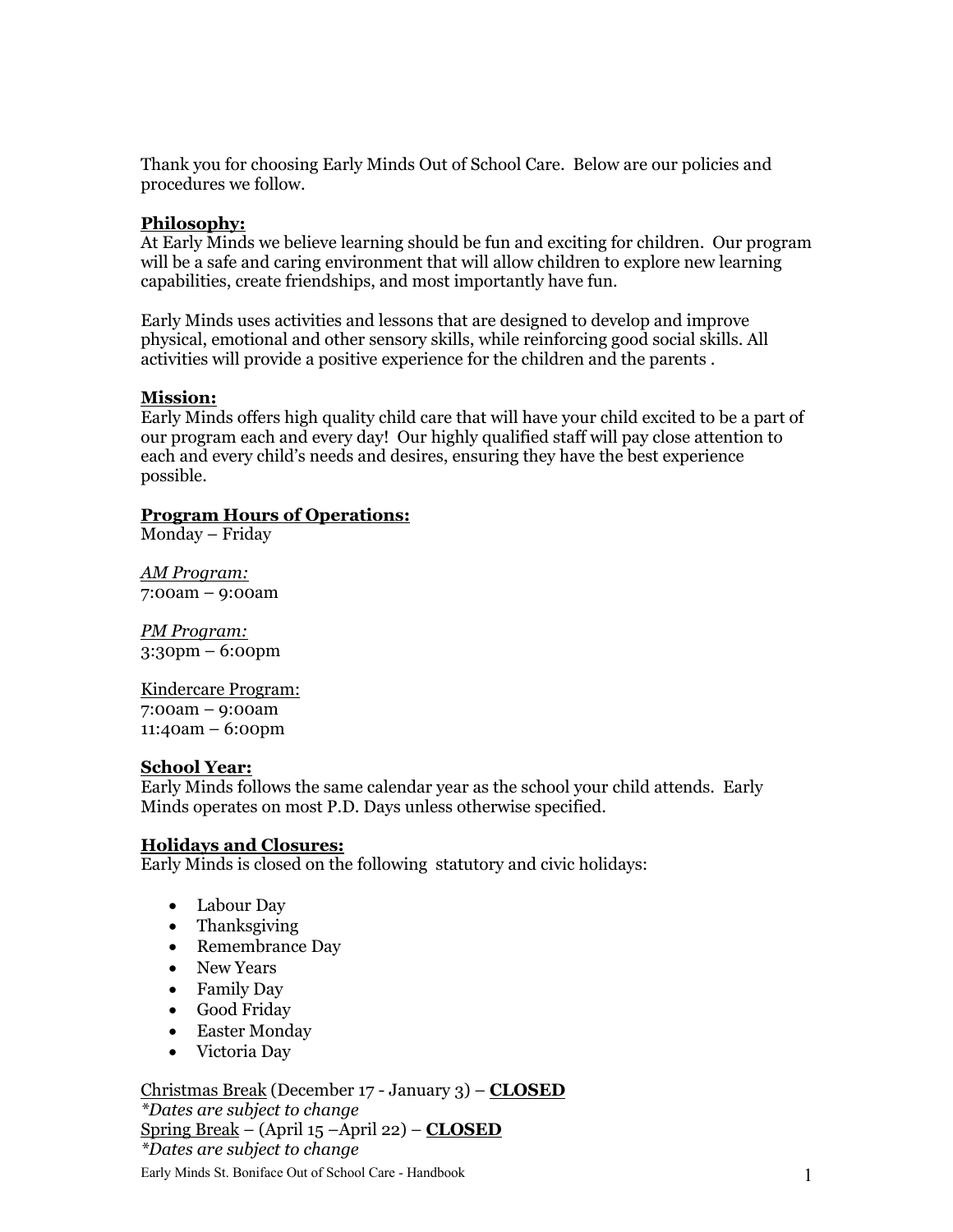Thank you for choosing Early Minds Out of School Care. Below are our policies and procedures we follow.

## Philosophy:

At Early Minds we believe learning should be fun and exciting for children. Our program will be a safe and caring environment that will allow children to explore new learning capabilities, create friendships, and most importantly have fun.

Early Minds uses activities and lessons that are designed to develop and improve physical, emotional and other sensory skills, while reinforcing good social skills. All activities will provide a positive experience for the children and the parents .

## Mission:

Early Minds offers high quality child care that will have your child excited to be a part of our program each and every day! Our highly qualified staff will pay close attention to each and every child's needs and desires, ensuring they have the best experience possible.

## Program Hours of Operations:

Monday – Friday

*AM Program:*
7:00am – 9:00am

*PM Program:*
3:30pm – 6:00pm

Kindercare Program:
7:00am – 9:00am
11:40am – 6:00pm

## School Year:

Early Minds follows the same calendar year as the school your child attends. Early Minds operates on most P.D. Days unless otherwise specified.

## Holidays and Closures:

Early Minds is closed on the following statutory and civic holidays:

- Labour Day
- Thanksgiving
- Remembrance Day
- New Years
- Family Day
- Good Friday
- Easter Monday
- Victoria Day

Christmas Break (December 17 - January 3) – **CLOSED**
*\*Dates are subject to change*
Spring Break – (April 15 –April 22) – **CLOSED**
*\*Dates are subject to change*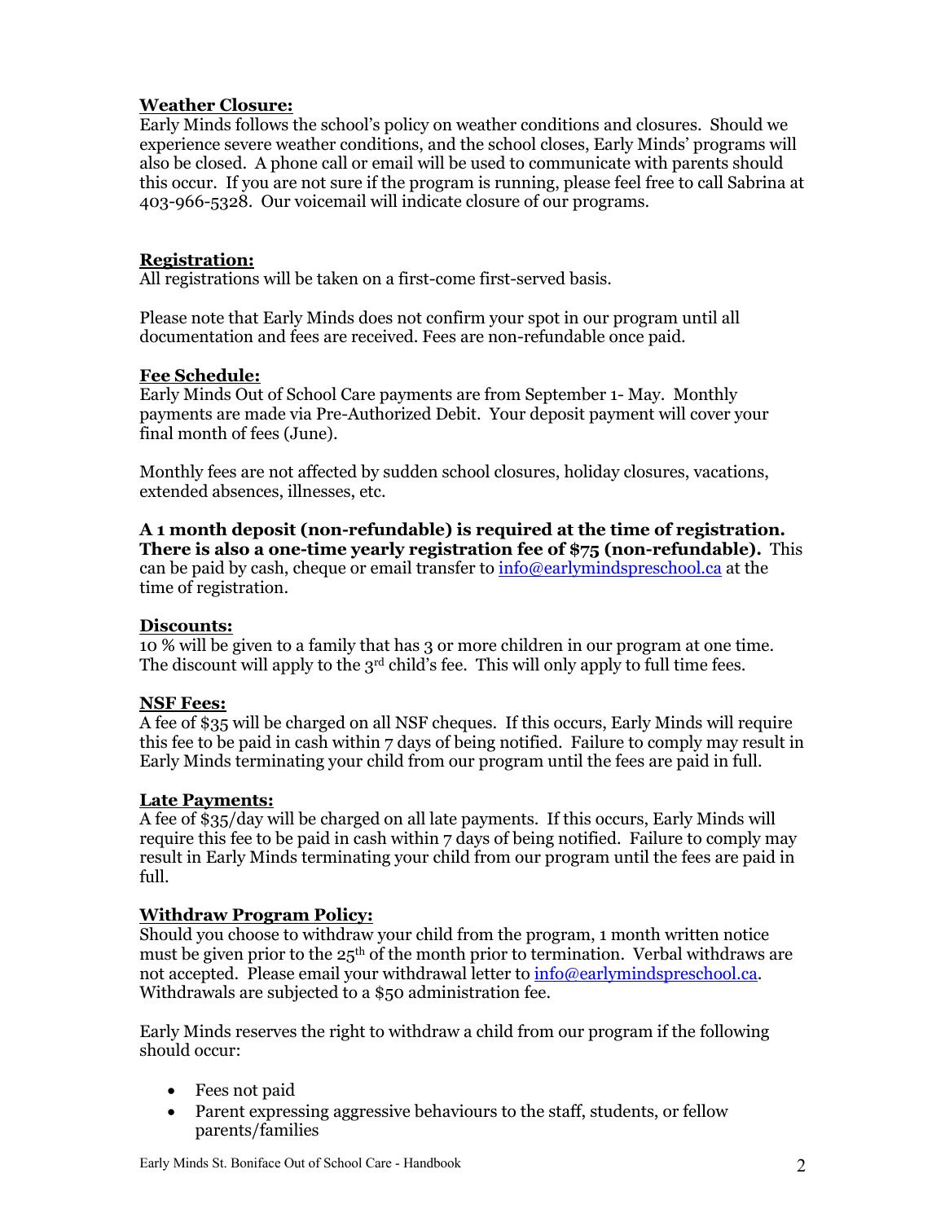**Weather Closure:**

Early Minds follows the school's policy on weather conditions and closures. Should we experience severe weather conditions, and the school closes, Early Minds' programs will also be closed. A phone call or email will be used to communicate with parents should this occur. If you are not sure if the program is running, please feel free to call Sabrina at 403-966-5328. Our voicemail will indicate closure of our programs.

**Registration:**

All registrations will be taken on a first-come first-served basis.

Please note that Early Minds does not confirm your spot in our program until all documentation and fees are received. Fees are non-refundable once paid.

**Fee Schedule:**

Early Minds Out of School Care payments are from September 1- May. Monthly payments are made via Pre-Authorized Debit. Your deposit payment will cover your final month of fees (June).

Monthly fees are not affected by sudden school closures, holiday closures, vacations, extended absences, illnesses, etc.

**A 1 month deposit (non-refundable) is required at the time of registration. There is also a one-time yearly registration fee of $75 (non-refundable).** This can be paid by cash, cheque or email transfer to info@earlymindspreschool.ca at the time of registration.

**Discounts:**

10 % will be given to a family that has 3 or more children in our program at one time. The discount will apply to the 3rd child's fee. This will only apply to full time fees.

**NSF Fees:**

A fee of $35 will be charged on all NSF cheques. If this occurs, Early Minds will require this fee to be paid in cash within 7 days of being notified. Failure to comply may result in Early Minds terminating your child from our program until the fees are paid in full.

**Late Payments:**

A fee of $35/day will be charged on all late payments. If this occurs, Early Minds will require this fee to be paid in cash within 7 days of being notified. Failure to comply may result in Early Minds terminating your child from our program until the fees are paid in full.

**Withdraw Program Policy:**

Should you choose to withdraw your child from the program, 1 month written notice must be given prior to the 25th of the month prior to termination. Verbal withdraws are not accepted. Please email your withdrawal letter to info@earlymindspreschool.ca. Withdrawals are subjected to a $50 administration fee.

Early Minds reserves the right to withdraw a child from our program if the following should occur:

- Fees not paid
- Parent expressing aggressive behaviours to the staff, students, or fellow parents/families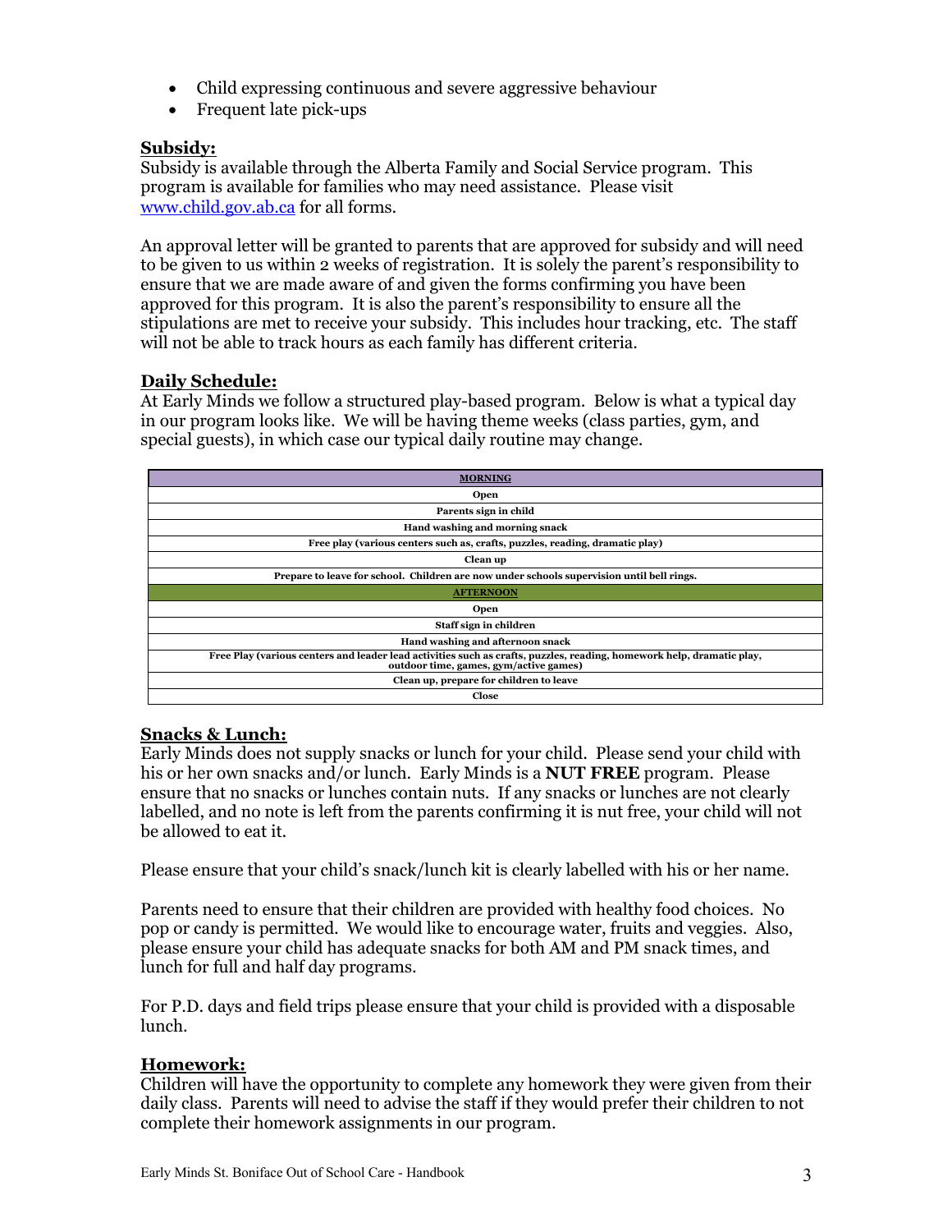- Child expressing continuous and severe aggressive behaviour
- Frequent late pick-ups

## Subsidy:

Subsidy is available through the Alberta Family and Social Service program. This program is available for families who may need assistance. Please visit [www.child.gov.ab.ca](http://www.child.gov.ab.ca) for all forms.

An approval letter will be granted to parents that are approved for subsidy and will need to be given to us within 2 weeks of registration. It is solely the parent's responsibility to ensure that we are made aware of and given the forms confirming you have been approved for this program. It is also the parent's responsibility to ensure all the stipulations are met to receive your subsidy. This includes hour tracking, etc. The staff will not be able to track hours as each family has different criteria.

## Daily Schedule:

At Early Minds we follow a structured play-based program. Below is what a typical day in our program looks like. We will be having theme weeks (class parties, gym, and special guests), in which case our typical daily routine may change.

| MORNING |
|---|
| Open |
| Parents sign in child |
| Hand washing and morning snack |
| Free play (various centers such as, crafts, puzzles, reading, dramatic play) |
| Clean up |
| Prepare to leave for school. Children are now under schools supervision until bell rings. |
| **AFTERNOON** |
| Open |
| Staff sign in children |
| Hand washing and afternoon snack |
| Free Play (various centers and leader lead activities such as crafts, puzzles, reading, homework help, dramatic play, outdoor time, games, gym/active games) |
| Clean up, prepare for children to leave |
| Close |

## Snacks & Lunch:

Early Minds does not supply snacks or lunch for your child. Please send your child with his or her own snacks and/or lunch. Early Minds is a **NUT FREE** program. Please ensure that no snacks or lunches contain nuts. If any snacks or lunches are not clearly labelled, and no note is left from the parents confirming it is nut free, your child will not be allowed to eat it.

Please ensure that your child's snack/lunch kit is clearly labelled with his or her name.

Parents need to ensure that their children are provided with healthy food choices. No pop or candy is permitted. We would like to encourage water, fruits and veggies. Also, please ensure your child has adequate snacks for both AM and PM snack times, and lunch for full and half day programs.

For P.D. days and field trips please ensure that your child is provided with a disposable lunch.

## Homework:

Children will have the opportunity to complete any homework they were given from their daily class. Parents will need to advise the staff if they would prefer their children to not complete their homework assignments in our program.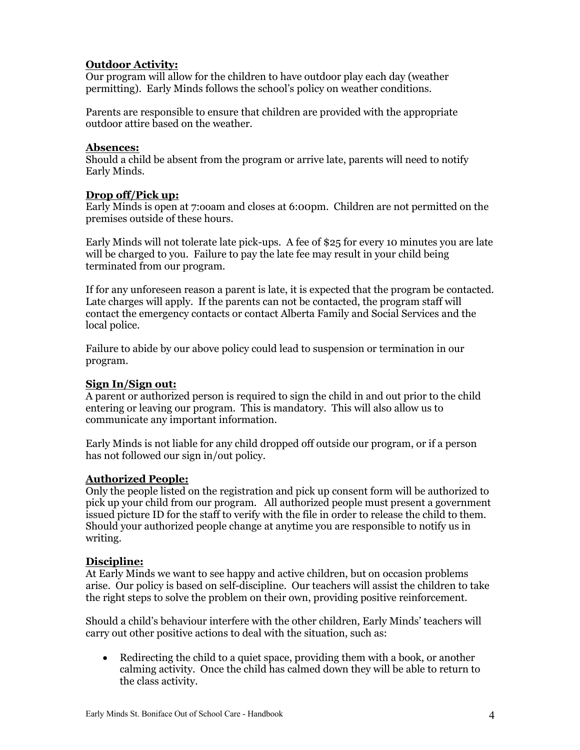**Outdoor Activity:**

Our program will allow for the children to have outdoor play each day (weather permitting). Early Minds follows the school's policy on weather conditions.

Parents are responsible to ensure that children are provided with the appropriate outdoor attire based on the weather.

**Absences:**

Should a child be absent from the program or arrive late, parents will need to notify Early Minds.

**Drop off/Pick up:**

Early Minds is open at 7:00am and closes at 6:00pm. Children are not permitted on the premises outside of these hours.

Early Minds will not tolerate late pick-ups. A fee of $25 for every 10 minutes you are late will be charged to you. Failure to pay the late fee may result in your child being terminated from our program.

If for any unforeseen reason a parent is late, it is expected that the program be contacted. Late charges will apply. If the parents can not be contacted, the program staff will contact the emergency contacts or contact Alberta Family and Social Services and the local police.

Failure to abide by our above policy could lead to suspension or termination in our program.

**Sign In/Sign out:**

A parent or authorized person is required to sign the child in and out prior to the child entering or leaving our program. This is mandatory. This will also allow us to communicate any important information.

Early Minds is not liable for any child dropped off outside our program, or if a person has not followed our sign in/out policy.

**Authorized People:**

Only the people listed on the registration and pick up consent form will be authorized to pick up your child from our program. All authorized people must present a government issued picture ID for the staff to verify with the file in order to release the child to them. Should your authorized people change at anytime you are responsible to notify us in writing.

**Discipline:**

At Early Minds we want to see happy and active children, but on occasion problems arise. Our policy is based on self-discipline. Our teachers will assist the children to take the right steps to solve the problem on their own, providing positive reinforcement.

Should a child's behaviour interfere with the other children, Early Minds' teachers will carry out other positive actions to deal with the situation, such as:

- Redirecting the child to a quiet space, providing them with a book, or another calming activity. Once the child has calmed down they will be able to return to the class activity.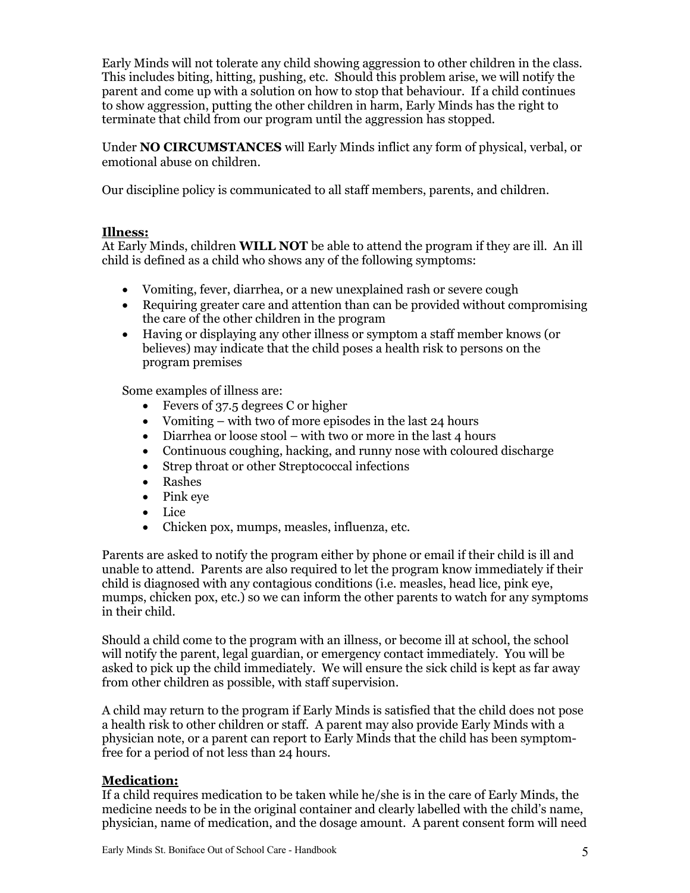Early Minds will not tolerate any child showing aggression to other children in the class. This includes biting, hitting, pushing, etc. Should this problem arise, we will notify the parent and come up with a solution on how to stop that behaviour. If a child continues to show aggression, putting the other children in harm, Early Minds has the right to terminate that child from our program until the aggression has stopped.

Under **NO CIRCUMSTANCES** will Early Minds inflict any form of physical, verbal, or emotional abuse on children.

Our discipline policy is communicated to all staff members, parents, and children.

## Illness:

At Early Minds, children **WILL NOT** be able to attend the program if they are ill. An ill child is defined as a child who shows any of the following symptoms:

- Vomiting, fever, diarrhea, or a new unexplained rash or severe cough
- Requiring greater care and attention than can be provided without compromising the care of the other children in the program
- Having or displaying any other illness or symptom a staff member knows (or believes) may indicate that the child poses a health risk to persons on the program premises

Some examples of illness are:

- Fevers of 37.5 degrees C or higher
- Vomiting – with two of more episodes in the last 24 hours
- Diarrhea or loose stool – with two or more in the last 4 hours
- Continuous coughing, hacking, and runny nose with coloured discharge
- Strep throat or other Streptococcal infections
- Rashes
- Pink eye
- Lice
- Chicken pox, mumps, measles, influenza, etc.

Parents are asked to notify the program either by phone or email if their child is ill and unable to attend. Parents are also required to let the program know immediately if their child is diagnosed with any contagious conditions (i.e. measles, head lice, pink eye, mumps, chicken pox, etc.) so we can inform the other parents to watch for any symptoms in their child.

Should a child come to the program with an illness, or become ill at school, the school will notify the parent, legal guardian, or emergency contact immediately. You will be asked to pick up the child immediately. We will ensure the sick child is kept as far away from other children as possible, with staff supervision.

A child may return to the program if Early Minds is satisfied that the child does not pose a health risk to other children or staff. A parent may also provide Early Minds with a physician note, or a parent can report to Early Minds that the child has been symptom-free for a period of not less than 24 hours.

## Medication:

If a child requires medication to be taken while he/she is in the care of Early Minds, the medicine needs to be in the original container and clearly labelled with the child's name, physician, name of medication, and the dosage amount. A parent consent form will need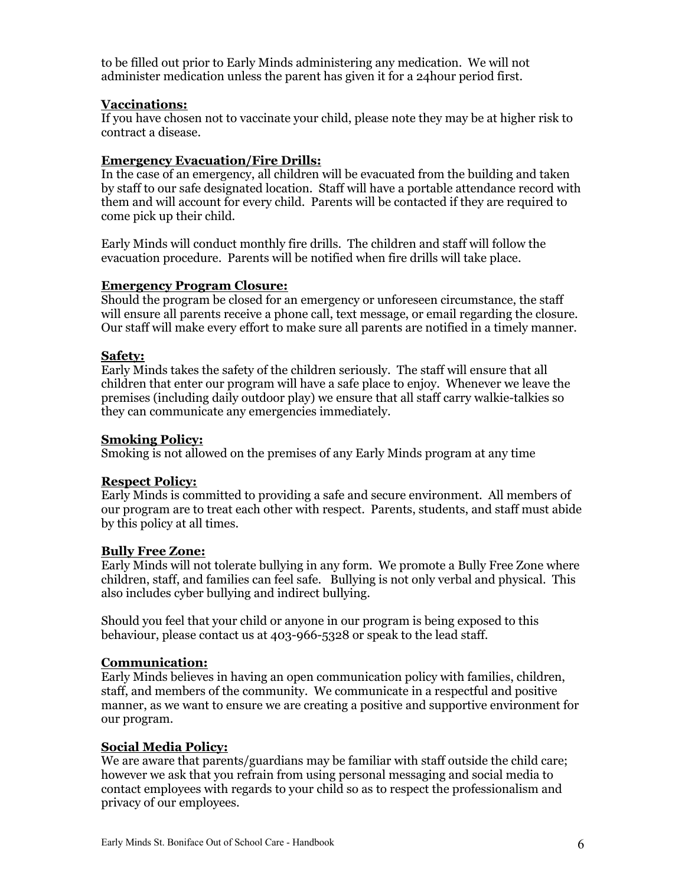to be filled out prior to Early Minds administering any medication. We will not administer medication unless the parent has given it for a 24hour period first.

**Vaccinations:**
If you have chosen not to vaccinate your child, please note they may be at higher risk to contract a disease.

**Emergency Evacuation/Fire Drills:**
In the case of an emergency, all children will be evacuated from the building and taken by staff to our safe designated location. Staff will have a portable attendance record with them and will account for every child. Parents will be contacted if they are required to come pick up their child.

Early Minds will conduct monthly fire drills. The children and staff will follow the evacuation procedure. Parents will be notified when fire drills will take place.

**Emergency Program Closure:**
Should the program be closed for an emergency or unforeseen circumstance, the staff will ensure all parents receive a phone call, text message, or email regarding the closure. Our staff will make every effort to make sure all parents are notified in a timely manner.

**Safety:**
Early Minds takes the safety of the children seriously. The staff will ensure that all children that enter our program will have a safe place to enjoy. Whenever we leave the premises (including daily outdoor play) we ensure that all staff carry walkie-talkies so they can communicate any emergencies immediately.

**Smoking Policy:**
Smoking is not allowed on the premises of any Early Minds program at any time

**Respect Policy:**
Early Minds is committed to providing a safe and secure environment. All members of our program are to treat each other with respect. Parents, students, and staff must abide by this policy at all times.

**Bully Free Zone:**
Early Minds will not tolerate bullying in any form. We promote a Bully Free Zone where children, staff, and families can feel safe. Bullying is not only verbal and physical. This also includes cyber bullying and indirect bullying.

Should you feel that your child or anyone in our program is being exposed to this behaviour, please contact us at 403-966-5328 or speak to the lead staff.

**Communication:**
Early Minds believes in having an open communication policy with families, children, staff, and members of the community. We communicate in a respectful and positive manner, as we want to ensure we are creating a positive and supportive environment for our program.

**Social Media Policy:**
We are aware that parents/guardians may be familiar with staff outside the child care; however we ask that you refrain from using personal messaging and social media to contact employees with regards to your child so as to respect the professionalism and privacy of our employees.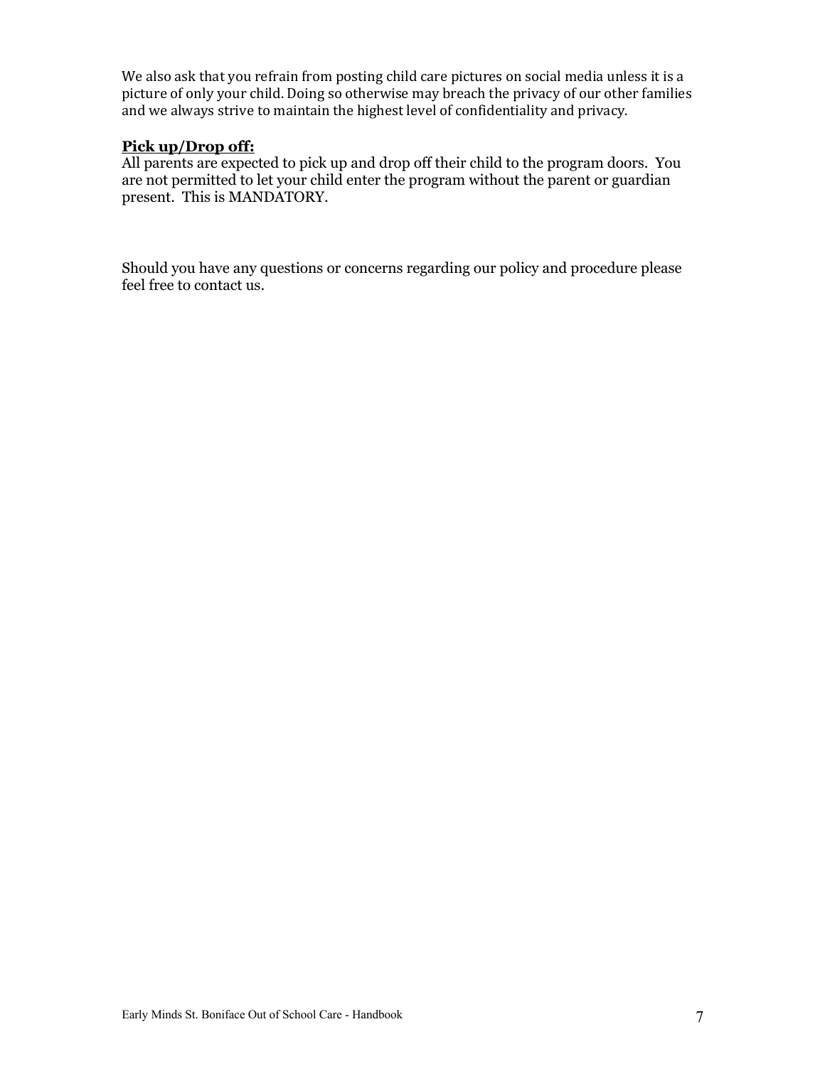We also ask that you refrain from posting child care pictures on social media unless it is a picture of only your child. Doing so otherwise may breach the privacy of our other families and we always strive to maintain the highest level of confidentiality and privacy.

**Pick up/Drop off:**

All parents are expected to pick up and drop off their child to the program doors. You are not permitted to let your child enter the program without the parent or guardian present. This is MANDATORY.

Should you have any questions or concerns regarding our policy and procedure please feel free to contact us.